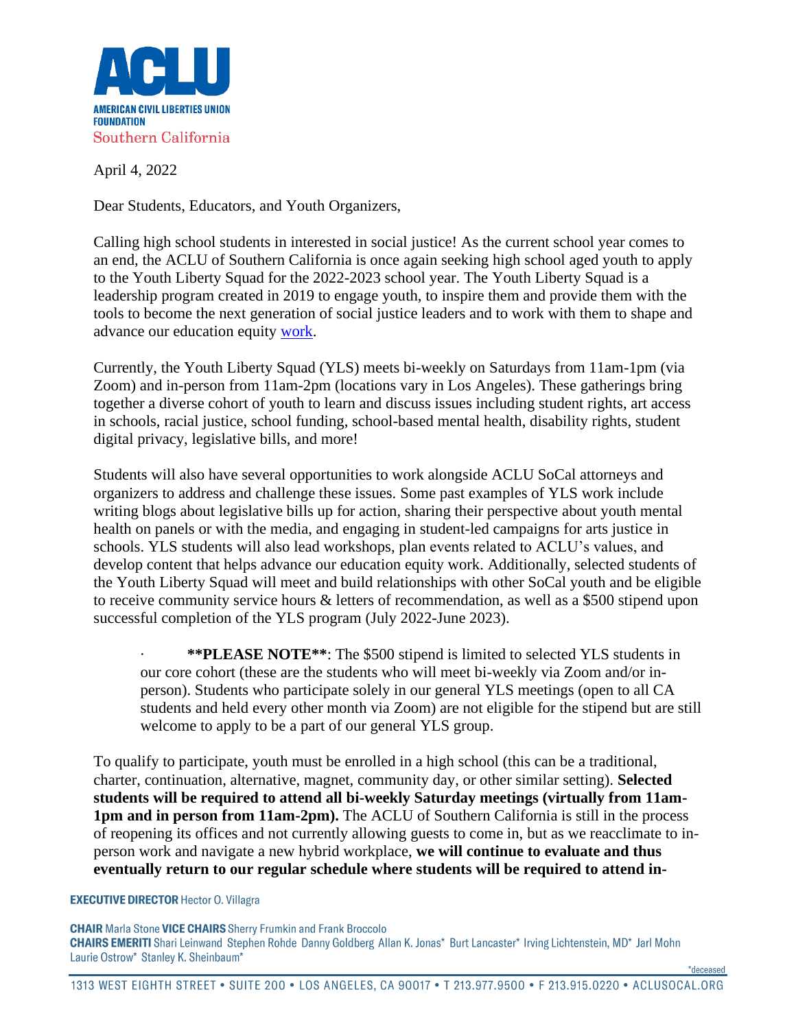ACLU

AMERICAN CIVIL LIBERTIES UNION FOUNDATION

Southern California

April 4, 2022

Dear Students, Educators, and Youth Organizers,

Calling high school students in interested in social justice! As the current school year comes to an end, the ACLU of Southern California is once again seeking high school aged youth to apply to the Youth Liberty Squad for the 2022-2023 school year. The Youth Liberty Squad is a leadership program created in 2019 to engage youth, to inspire them and provide them with the tools to become the next generation of social justice leaders and to work with them to shape and advance our education equity work.

Currently, the Youth Liberty Squad (YLS) meets bi-weekly on Saturdays from 11am-1pm (via Zoom) and in-person from 11am-2pm (locations vary in Los Angeles). These gatherings bring together a diverse cohort of youth to learn and discuss issues including student rights, art access in schools, racial justice, school funding, school-based mental health, disability rights, student digital privacy, legislative bills, and more!

Students will also have several opportunities to work alongside ACLU SoCal attorneys and organizers to address and challenge these issues. Some past examples of YLS work include writing blogs about legislative bills up for action, sharing their perspective about youth mental health on panels or with the media, and engaging in student-led campaigns for arts justice in schools. YLS students will also lead workshops, plan events related to ACLU's values, and develop content that helps advance our education equity work. Additionally, selected students of the Youth Liberty Squad will meet and build relationships with other SoCal youth and be eligible to receive community service hours & letters of recommendation, as well as a $500 stipend upon successful completion of the YLS program (July 2022-June 2023).

- **PLEASE NOTE**: The $500 stipend is limited to selected YLS students in our core cohort (these are the students who will meet bi-weekly via Zoom and/or in-person). Students who participate solely in our general YLS meetings (open to all CA students and held every other month via Zoom) are not eligible for the stipend but are still welcome to apply to be a part of our general YLS group.

To qualify to participate, youth must be enrolled in a high school (this can be a traditional, charter, continuation, alternative, magnet, community day, or other similar setting). **Selected students will be required to attend all bi-weekly Saturday meetings (virtually from 11am-1pm and in person from 11am-2pm).** The ACLU of Southern California is still in the process of reopening its offices and not currently allowing guests to come in, but as we reacclimate to in-person work and navigate a new hybrid workplace, **we will continue to evaluate and thus eventually return to our regular schedule where students will be required to attend in-**

**EXECUTIVE DIRECTOR** Hector O. Villagra

**CHAIR** Marla Stone **VICE CHAIRS** Sherry Frumkin and Frank Broccolo
**CHAIRS EMERITI** Shari Leinwand Stephen Rohde Danny Goldberg Allan K. Jonas* Burt Lancaster* Irving Lichtenstein, MD* Jarl Mohn Laurie Ostrow* Stanley K. Sheinbaum*

*deceased

1313 WEST EIGHTH STREET • SUITE 200 • LOS ANGELES, CA 90017 • T 213.977.9500 • F 213.915.0220 • ACLUSOCAL.ORG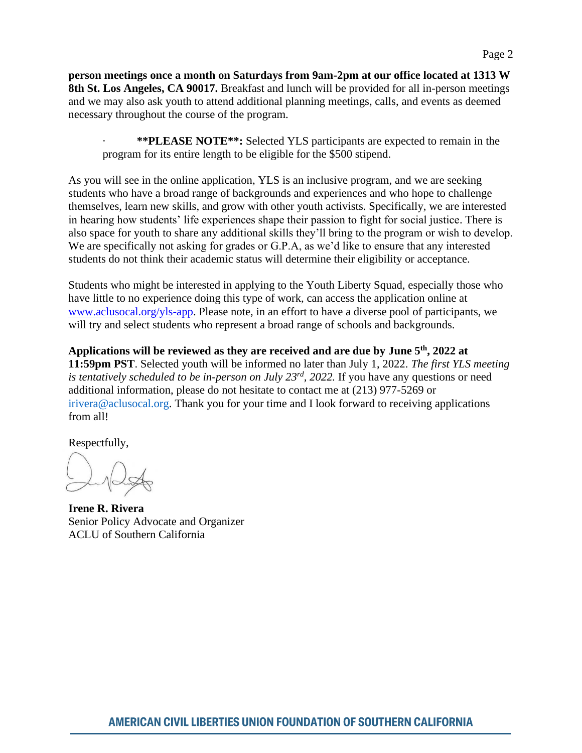**person meetings once a month on Saturdays from 9am-2pm at our office located at 1313 W 8th St. Los Angeles, CA 90017.** Breakfast and lunch will be provided for all in-person meetings and we may also ask youth to attend additional planning meetings, calls, and events as deemed necessary throughout the course of the program.

- **\*\*PLEASE NOTE\*\*:** Selected YLS participants are expected to remain in the program for its entire length to be eligible for the $500 stipend.

As you will see in the online application, YLS is an inclusive program, and we are seeking students who have a broad range of backgrounds and experiences and who hope to challenge themselves, learn new skills, and grow with other youth activists. Specifically, we are interested in hearing how students' life experiences shape their passion to fight for social justice. There is also space for youth to share any additional skills they'll bring to the program or wish to develop. We are specifically not asking for grades or G.P.A, as we'd like to ensure that any interested students do not think their academic status will determine their eligibility or acceptance.

Students who might be interested in applying to the Youth Liberty Squad, especially those who have little to no experience doing this type of work, can access the application online at [www.aclusocal.org/yls-app](www.aclusocal.org/yls-app). Please note, in an effort to have a diverse pool of participants, we will try and select students who represent a broad range of schools and backgrounds.

**Applications will be reviewed as they are received and are due by June 5th, 2022 at 11:59pm PST**. Selected youth will be informed no later than July 1, 2022. *The first YLS meeting is tentatively scheduled to be in-person on July 23rd, 2022.* If you have any questions or need additional information, please do not hesitate to contact me at (213) 977-5269 or irivera@aclusocal.org. Thank you for your time and I look forward to receiving applications from all!

Respectfully,

**Irene R. Rivera**
Senior Policy Advocate and Organizer
ACLU of Southern California

AMERICAN CIVIL LIBERTIES UNION FOUNDATION OF SOUTHERN CALIFORNIA